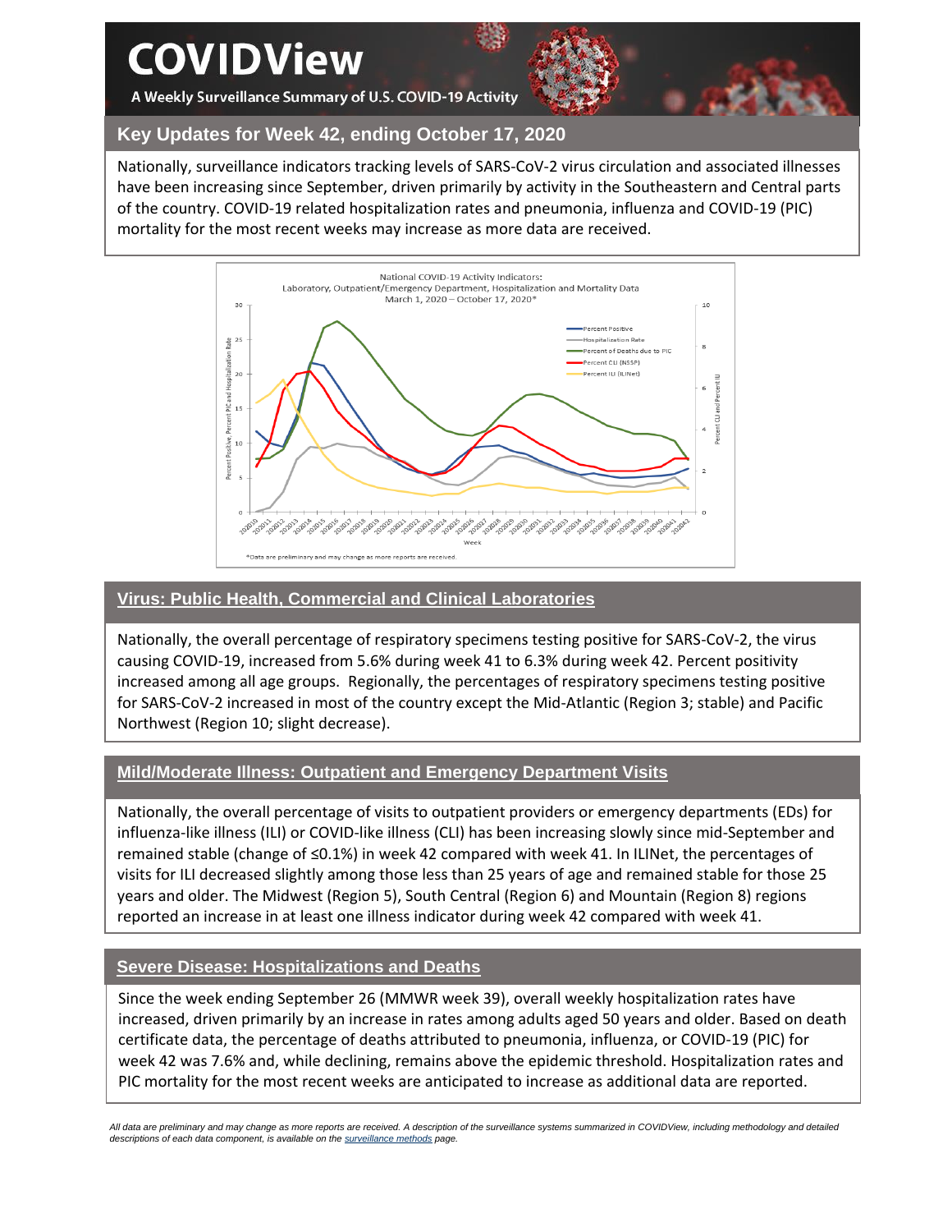# COVIDView

A Weekly Surveillance Summary of U.S. COVID-19 Activity

## Key Updates for Week 42, ending October 17, 2020

Nationally, surveillance indicators tracking levels of SARS-CoV-2 virus circulation and associated illnesses have been increasing since September, driven primarily by activity in the Southeastern and Central parts of the country. COVID-19 related hospitalization rates and pneumonia, influenza and COVID-19 (PIC) mortality for the most recent weeks may increase as more data are received.

National COVID-19 Activity Indicators:
Laboratory, Outpatient/Emergency Department, Hospitalization and Mortality Data
March 1, 2020 – October 17, 2020*

*Data are preliminary and may change as more reports are received.

## Virus: Public Health, Commercial and Clinical Laboratories

Nationally, the overall percentage of respiratory specimens testing positive for SARS-CoV-2, the virus causing COVID-19, increased from 5.6% during week 41 to 6.3% during week 42. Percent positivity increased among all age groups. Regionally, the percentages of respiratory specimens testing positive for SARS-CoV-2 increased in most of the country except the Mid-Atlantic (Region 3; stable) and Pacific Northwest (Region 10; slight decrease).

## Mild/Moderate Illness: Outpatient and Emergency Department Visits

Nationally, the overall percentage of visits to outpatient providers or emergency departments (EDs) for influenza-like illness (ILI) or COVID-like illness (CLI) has been increasing slowly since mid-September and remained stable (change of ≤0.1%) in week 42 compared with week 41. In ILINet, the percentages of visits for ILI decreased slightly among those less than 25 years of age and remained stable for those 25 years and older. The Midwest (Region 5), South Central (Region 6) and Mountain (Region 8) regions reported an increase in at least one illness indicator during week 42 compared with week 41.

## Severe Disease: Hospitalizations and Deaths

Since the week ending September 26 (MMWR week 39), overall weekly hospitalization rates have increased, driven primarily by an increase in rates among adults aged 50 years and older. Based on death certificate data, the percentage of deaths attributed to pneumonia, influenza, or COVID-19 (PIC) for week 42 was 7.6% and, while declining, remains above the epidemic threshold. Hospitalization rates and PIC mortality for the most recent weeks are anticipated to increase as additional data are reported.

*All data are preliminary and may change as more reports are received. A description of the surveillance systems summarized in COVIDView, including methodology and detailed descriptions of each data component, is available on the surveillance methods page.*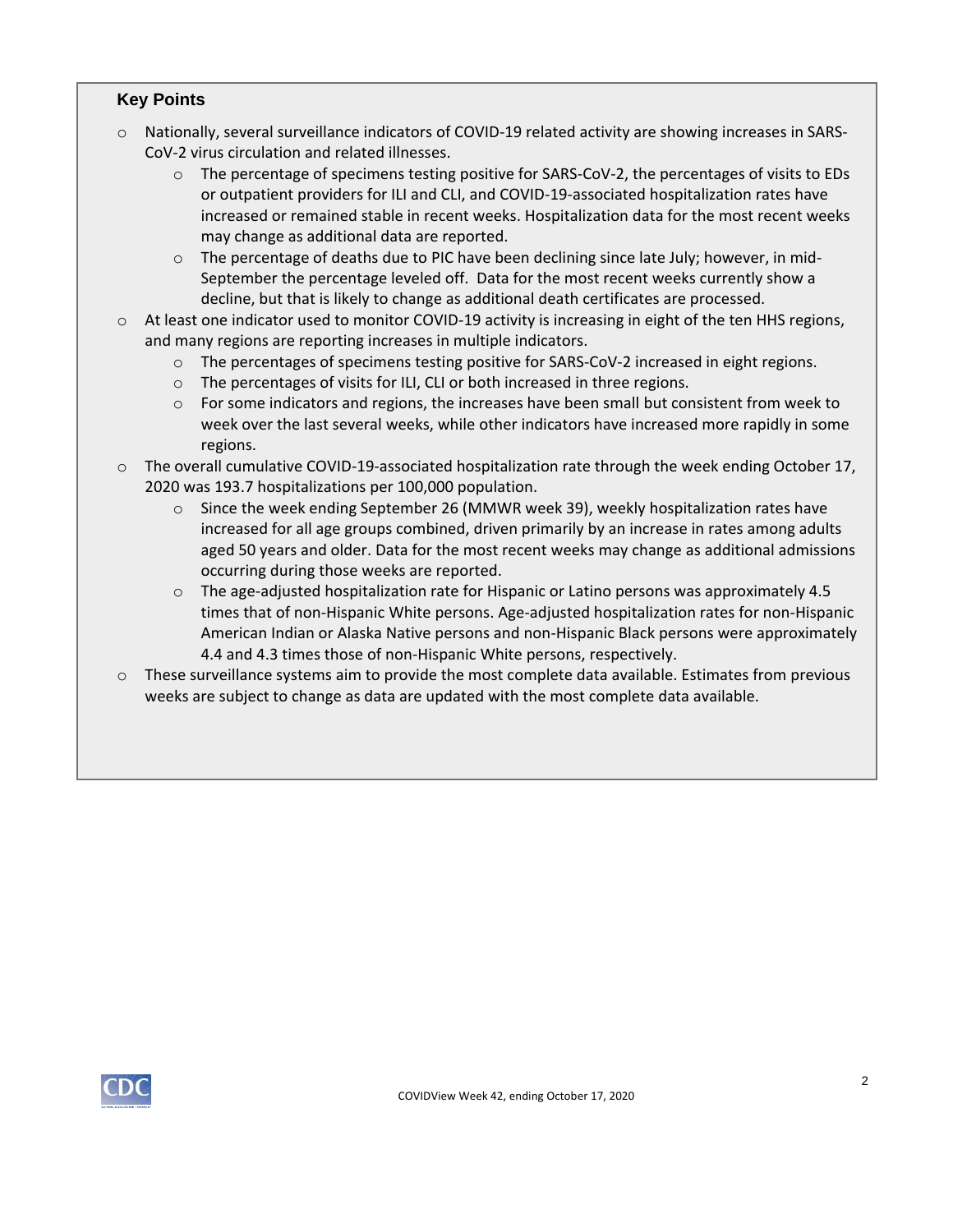## Key Points

- Nationally, several surveillance indicators of COVID-19 related activity are showing increases in SARS-CoV-2 virus circulation and related illnesses.
  - The percentage of specimens testing positive for SARS-CoV-2, the percentages of visits to EDs or outpatient providers for ILI and CLI, and COVID-19-associated hospitalization rates have increased or remained stable in recent weeks. Hospitalization data for the most recent weeks may change as additional data are reported.
  - The percentage of deaths due to PIC have been declining since late July; however, in mid-September the percentage leveled off. Data for the most recent weeks currently show a decline, but that is likely to change as additional death certificates are processed.
- At least one indicator used to monitor COVID-19 activity is increasing in eight of the ten HHS regions, and many regions are reporting increases in multiple indicators.
  - The percentages of specimens testing positive for SARS-CoV-2 increased in eight regions.
  - The percentages of visits for ILI, CLI or both increased in three regions.
  - For some indicators and regions, the increases have been small but consistent from week to week over the last several weeks, while other indicators have increased more rapidly in some regions.
- The overall cumulative COVID-19-associated hospitalization rate through the week ending October 17, 2020 was 193.7 hospitalizations per 100,000 population.
  - Since the week ending September 26 (MMWR week 39), weekly hospitalization rates have increased for all age groups combined, driven primarily by an increase in rates among adults aged 50 years and older. Data for the most recent weeks may change as additional admissions occurring during those weeks are reported.
  - The age-adjusted hospitalization rate for Hispanic or Latino persons was approximately 4.5 times that of non-Hispanic White persons. Age-adjusted hospitalization rates for non-Hispanic American Indian or Alaska Native persons and non-Hispanic Black persons were approximately 4.4 and 4.3 times those of non-Hispanic White persons, respectively.
- These surveillance systems aim to provide the most complete data available. Estimates from previous weeks are subject to change as data are updated with the most complete data available.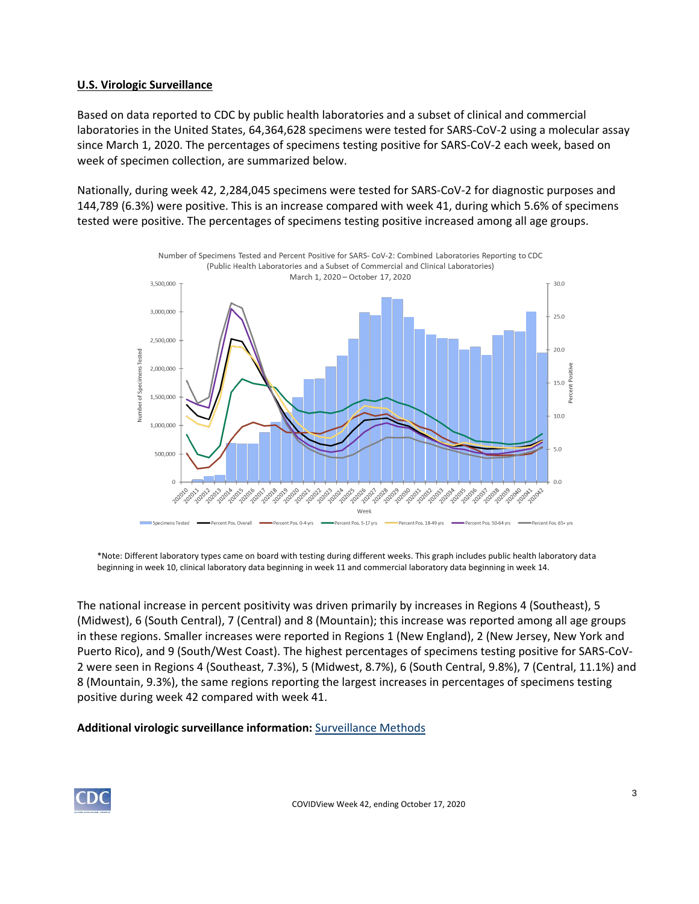**U.S. Virologic Surveillance**

Based on data reported to CDC by public health laboratories and a subset of clinical and commercial laboratories in the United States, 64,364,628 specimens were tested for SARS-CoV-2 using a molecular assay since March 1, 2020. The percentages of specimens testing positive for SARS-CoV-2 each week, based on week of specimen collection, are summarized below.

Nationally, during week 42, 2,284,045 specimens were tested for SARS-CoV-2 for diagnostic purposes and 144,789 (6.3%) were positive. This is an increase compared with week 41, during which 5.6% of specimens tested were positive. The percentages of specimens testing positive increased among all age groups.

Number of Specimens Tested and Percent Positive for SARS- CoV-2: Combined Laboratories Reporting to CDC (Public Health Laboratories and a Subset of Commercial and Clinical Laboratories) March 1, 2020 – October 17, 2020

*Note: Different laboratory types came on board with testing during different weeks. This graph includes public health laboratory data beginning in week 10, clinical laboratory data beginning in week 11 and commercial laboratory data beginning in week 14.

The national increase in percent positivity was driven primarily by increases in Regions 4 (Southeast), 5 (Midwest), 6 (South Central), 7 (Central) and 8 (Mountain); this increase was reported among all age groups in these regions. Smaller increases were reported in Regions 1 (New England), 2 (New Jersey, New York and Puerto Rico), and 9 (South/West Coast). The highest percentages of specimens testing positive for SARS-CoV-2 were seen in Regions 4 (Southeast, 7.3%), 5 (Midwest, 8.7%), 6 (South Central, 9.8%), 7 (Central, 11.1%) and 8 (Mountain, 9.3%), the same regions reporting the largest increases in percentages of specimens testing positive during week 42 compared with week 41.

**Additional virologic surveillance information:** Surveillance Methods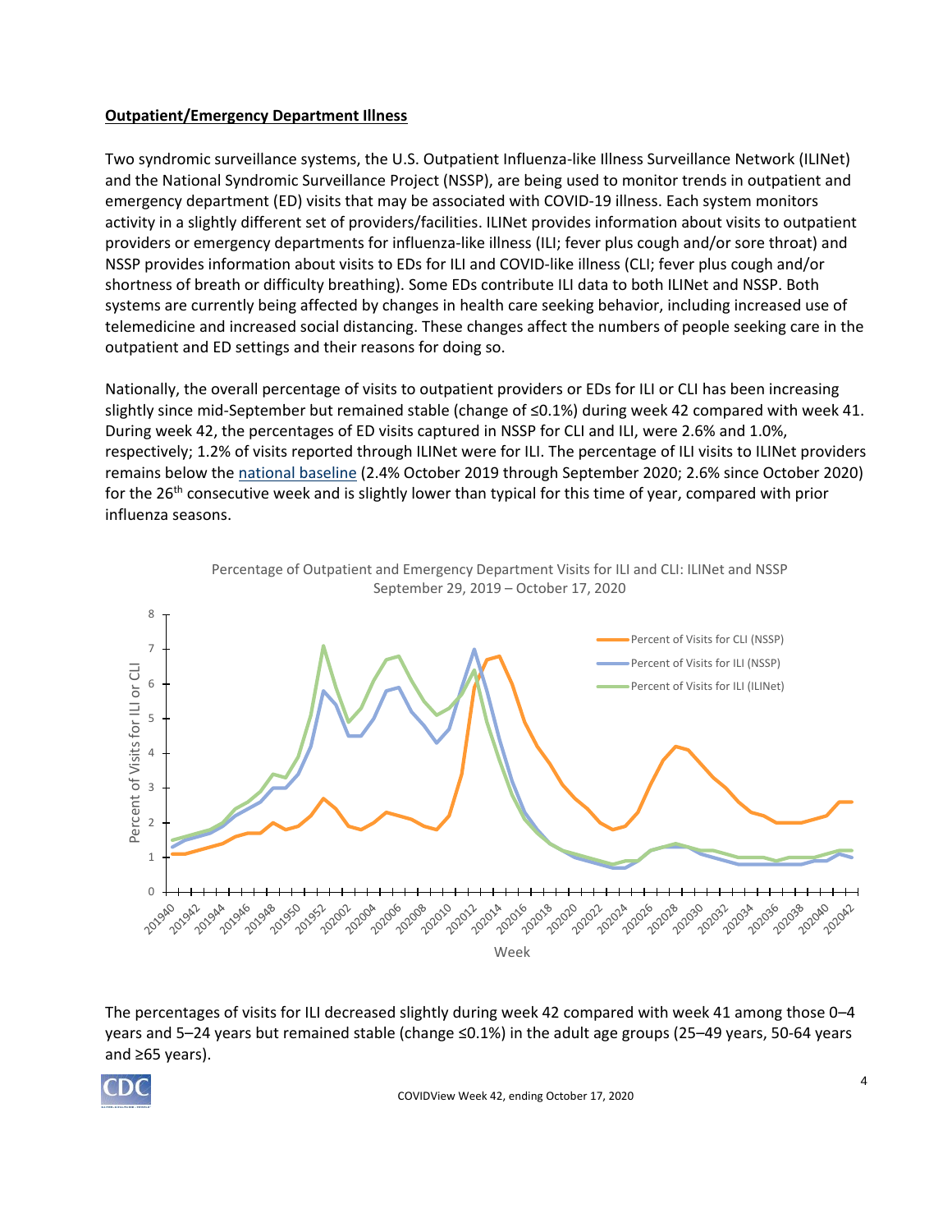**Outpatient/Emergency Department Illness**

Two syndromic surveillance systems, the U.S. Outpatient Influenza-like Illness Surveillance Network (ILINet) and the National Syndromic Surveillance Project (NSSP), are being used to monitor trends in outpatient and emergency department (ED) visits that may be associated with COVID-19 illness. Each system monitors activity in a slightly different set of providers/facilities. ILINet provides information about visits to outpatient providers or emergency departments for influenza-like illness (ILI; fever plus cough and/or sore throat) and NSSP provides information about visits to EDs for ILI and COVID-like illness (CLI; fever plus cough and/or shortness of breath or difficulty breathing). Some EDs contribute ILI data to both ILINet and NSSP. Both systems are currently being affected by changes in health care seeking behavior, including increased use of telemedicine and increased social distancing. These changes affect the numbers of people seeking care in the outpatient and ED settings and their reasons for doing so.

Nationally, the overall percentage of visits to outpatient providers or EDs for ILI or CLI has been increasing slightly since mid-September but remained stable (change of ≤0.1%) during week 42 compared with week 41. During week 42, the percentages of ED visits captured in NSSP for CLI and ILI, were 2.6% and 1.0%, respectively; 1.2% of visits reported through ILINet were for ILI. The percentage of ILI visits to ILINet providers remains below the national baseline (2.4% October 2019 through September 2020; 2.6% since October 2020) for the 26th consecutive week and is slightly lower than typical for this time of year, compared with prior influenza seasons.

Percentage of Outpatient and Emergency Department Visits for ILI and CLI: ILINet and NSSP
September 29, 2019 – October 17, 2020

The percentages of visits for ILI decreased slightly during week 42 compared with week 41 among those 0–4 years and 5–24 years but remained stable (change ≤0.1%) in the adult age groups (25–49 years, 50-64 years and ≥65 years).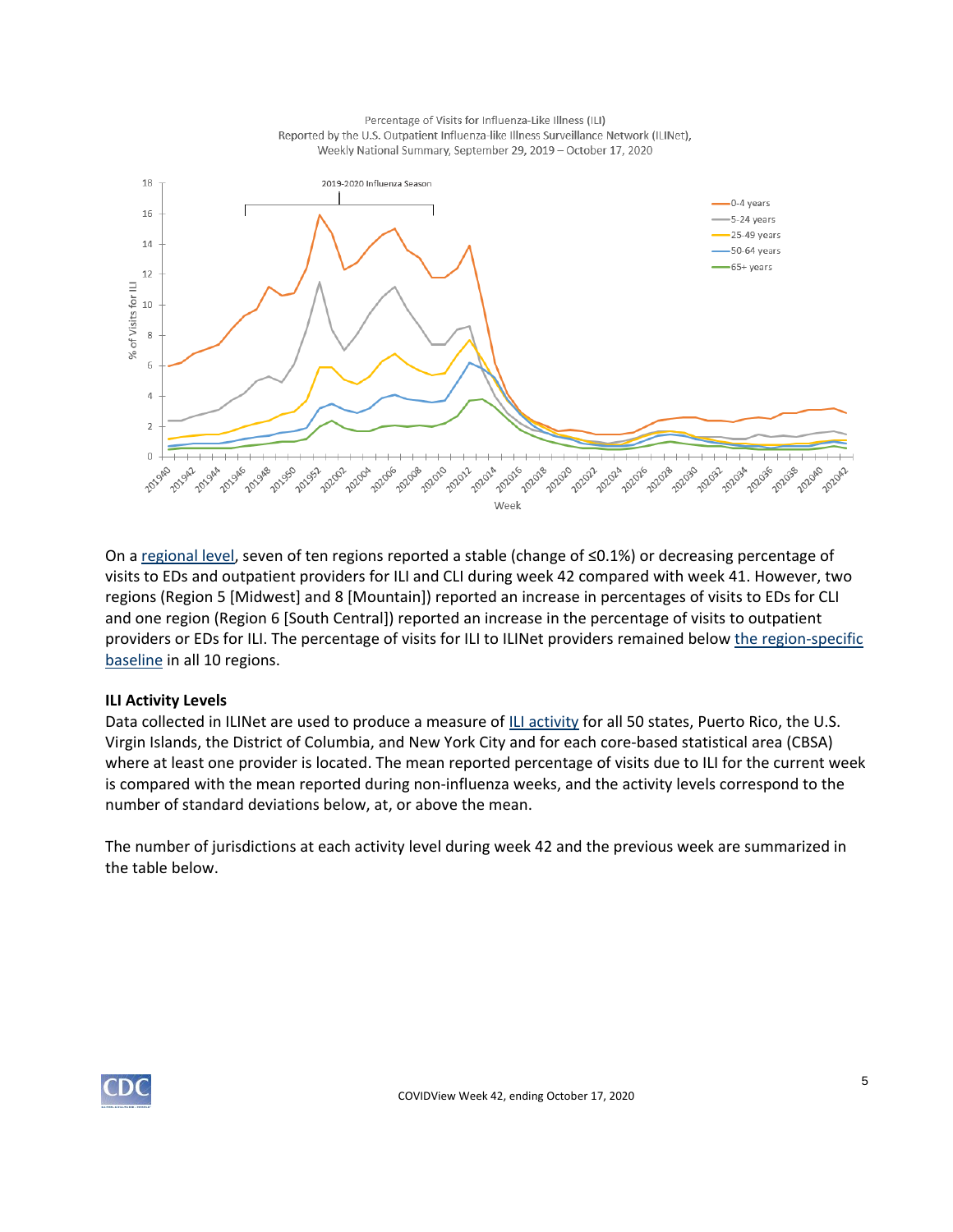Percentage of Visits for Influenza-Like Illness (ILI)
Reported by the U.S. Outpatient Influenza-like Illness Surveillance Network (ILINet),
Weekly National Summary, September 29, 2019 – October 17, 2020

On a regional level, seven of ten regions reported a stable (change of ≤0.1%) or decreasing percentage of visits to EDs and outpatient providers for ILI and CLI during week 42 compared with week 41. However, two regions (Region 5 [Midwest] and 8 [Mountain]) reported an increase in percentages of visits to EDs for CLI and one region (Region 6 [South Central]) reported an increase in the percentage of visits to outpatient providers or EDs for ILI. The percentage of visits for ILI to ILINet providers remained below the region-specific baseline in all 10 regions.

**ILI Activity Levels**

Data collected in ILINet are used to produce a measure of ILI activity for all 50 states, Puerto Rico, the U.S. Virgin Islands, the District of Columbia, and New York City and for each core-based statistical area (CBSA) where at least one provider is located. The mean reported percentage of visits due to ILI for the current week is compared with the mean reported during non-influenza weeks, and the activity levels correspond to the number of standard deviations below, at, or above the mean.

The number of jurisdictions at each activity level during week 42 and the previous week are summarized in the table below.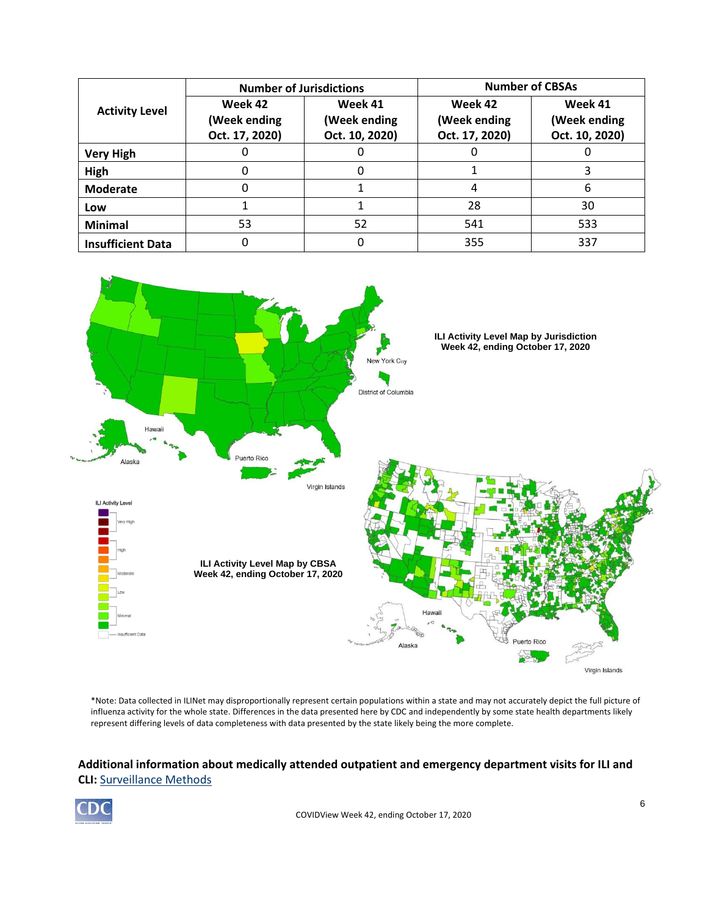| Activity Level | Number of Jurisdictions | | Number of CBSAs | |
|---|---|---|---|---|
| | Week 42 (Week ending Oct. 17, 2020) | Week 41 (Week ending Oct. 10, 2020) | Week 42 (Week ending Oct. 17, 2020) | Week 41 (Week ending Oct. 10, 2020) |
| Very High | 0 | 0 | 0 | 0 |
| High | 0 | 0 | 1 | 3 |
| Moderate | 0 | 1 | 4 | 6 |
| Low | 1 | 1 | 28 | 30 |
| Minimal | 53 | 52 | 541 | 533 |
| Insufficient Data | 0 | 0 | 355 | 337 |

**ILI Activity Level Map by Jurisdiction**
**Week 42, ending October 17, 2020**

**ILI Activity Level Map by CBSA**
**Week 42, ending October 17, 2020**

*Note: Data collected in ILINet may disproportionally represent certain populations within a state and may not accurately depict the full picture of influenza activity for the whole state. Differences in the data presented here by CDC and independently by some state health departments likely represent differing levels of data completeness with data presented by the state likely being the more complete.

**Additional information about medically attended outpatient and emergency department visits for ILI and CLI:** Surveillance Methods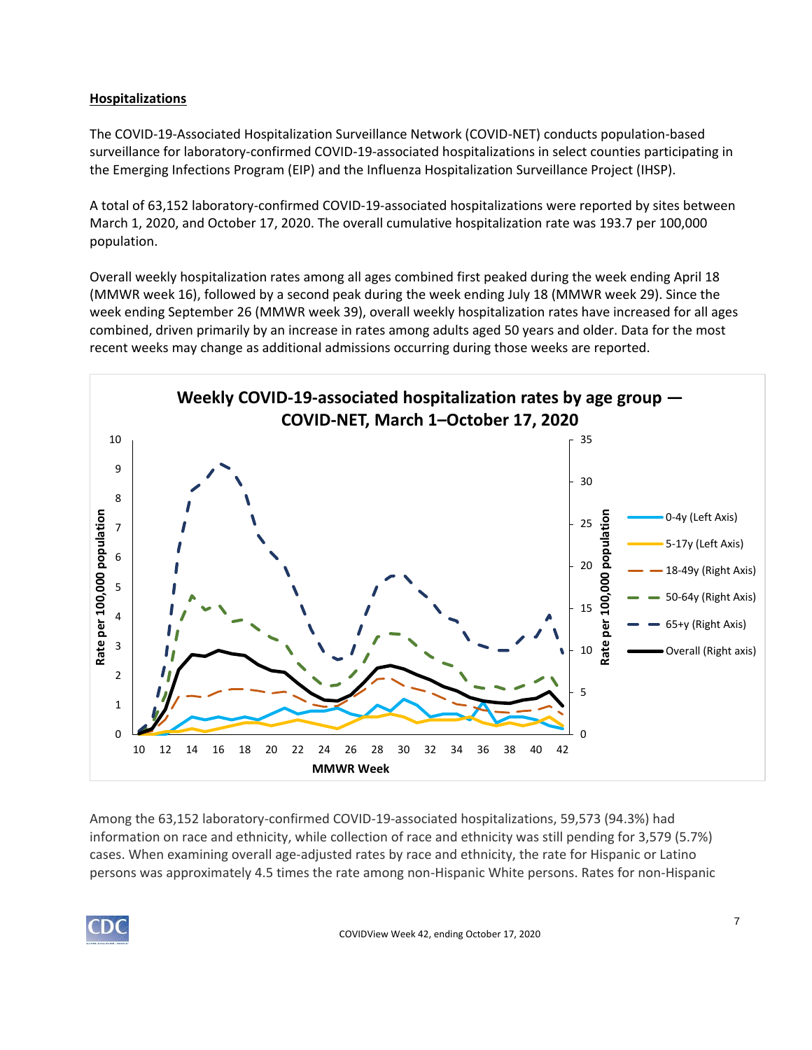**Hospitalizations**

The COVID-19-Associated Hospitalization Surveillance Network (COVID-NET) conducts population-based surveillance for laboratory-confirmed COVID-19-associated hospitalizations in select counties participating in the Emerging Infections Program (EIP) and the Influenza Hospitalization Surveillance Project (IHSP).

A total of 63,152 laboratory-confirmed COVID-19-associated hospitalizations were reported by sites between March 1, 2020, and October 17, 2020. The overall cumulative hospitalization rate was 193.7 per 100,000 population.

Overall weekly hospitalization rates among all ages combined first peaked during the week ending April 18 (MMWR week 16), followed by a second peak during the week ending July 18 (MMWR week 29). Since the week ending September 26 (MMWR week 39), overall weekly hospitalization rates have increased for all ages combined, driven primarily by an increase in rates among adults aged 50 years and older. Data for the most recent weeks may change as additional admissions occurring during those weeks are reported.

**Weekly COVID-19-associated hospitalization rates by age group — COVID-NET, March 1–October 17, 2020**

Among the 63,152 laboratory-confirmed COVID-19-associated hospitalizations, 59,573 (94.3%) had information on race and ethnicity, while collection of race and ethnicity was still pending for 3,579 (5.7%) cases. When examining overall age-adjusted rates by race and ethnicity, the rate for Hispanic or Latino persons was approximately 4.5 times the rate among non-Hispanic White persons. Rates for non-Hispanic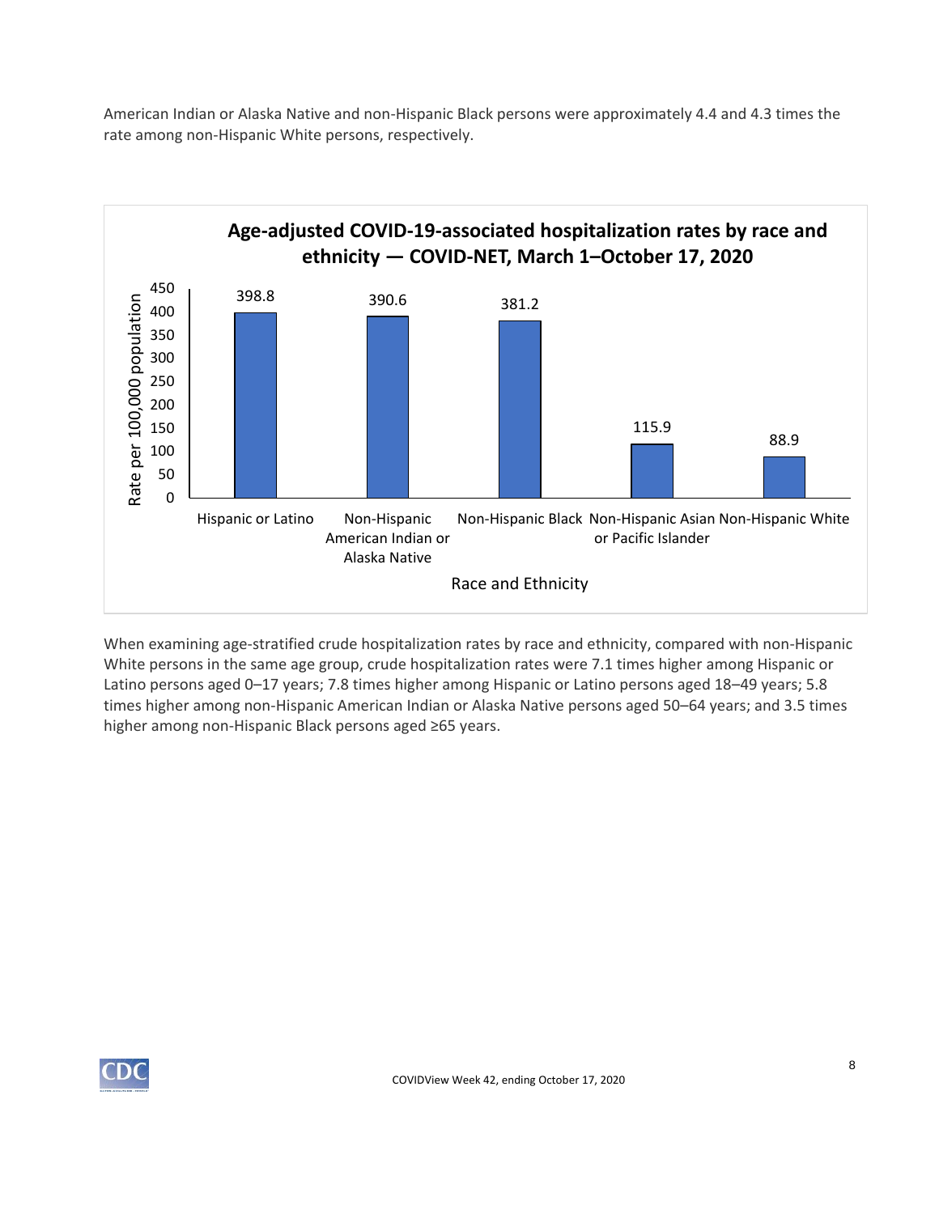American Indian or Alaska Native and non-Hispanic Black persons were approximately 4.4 and 4.3 times the rate among non-Hispanic White persons, respectively.

**Age-adjusted COVID-19-associated hospitalization rates by race and ethnicity — COVID-NET, March 1–October 17, 2020**

| Race and Ethnicity | Rate per 100,000 population |
|---|---|
| Hispanic or Latino | 398.8 |
| Non-Hispanic American Indian or Alaska Native | 390.6 |
| Non-Hispanic Black | 381.2 |
| Non-Hispanic Asian or Pacific Islander | 115.9 |
| Non-Hispanic White | 88.9 |

When examining age-stratified crude hospitalization rates by race and ethnicity, compared with non-Hispanic White persons in the same age group, crude hospitalization rates were 7.1 times higher among Hispanic or Latino persons aged 0–17 years; 7.8 times higher among Hispanic or Latino persons aged 18–49 years; 5.8 times higher among non-Hispanic American Indian or Alaska Native persons aged 50–64 years; and 3.5 times higher among non-Hispanic Black persons aged ≥65 years.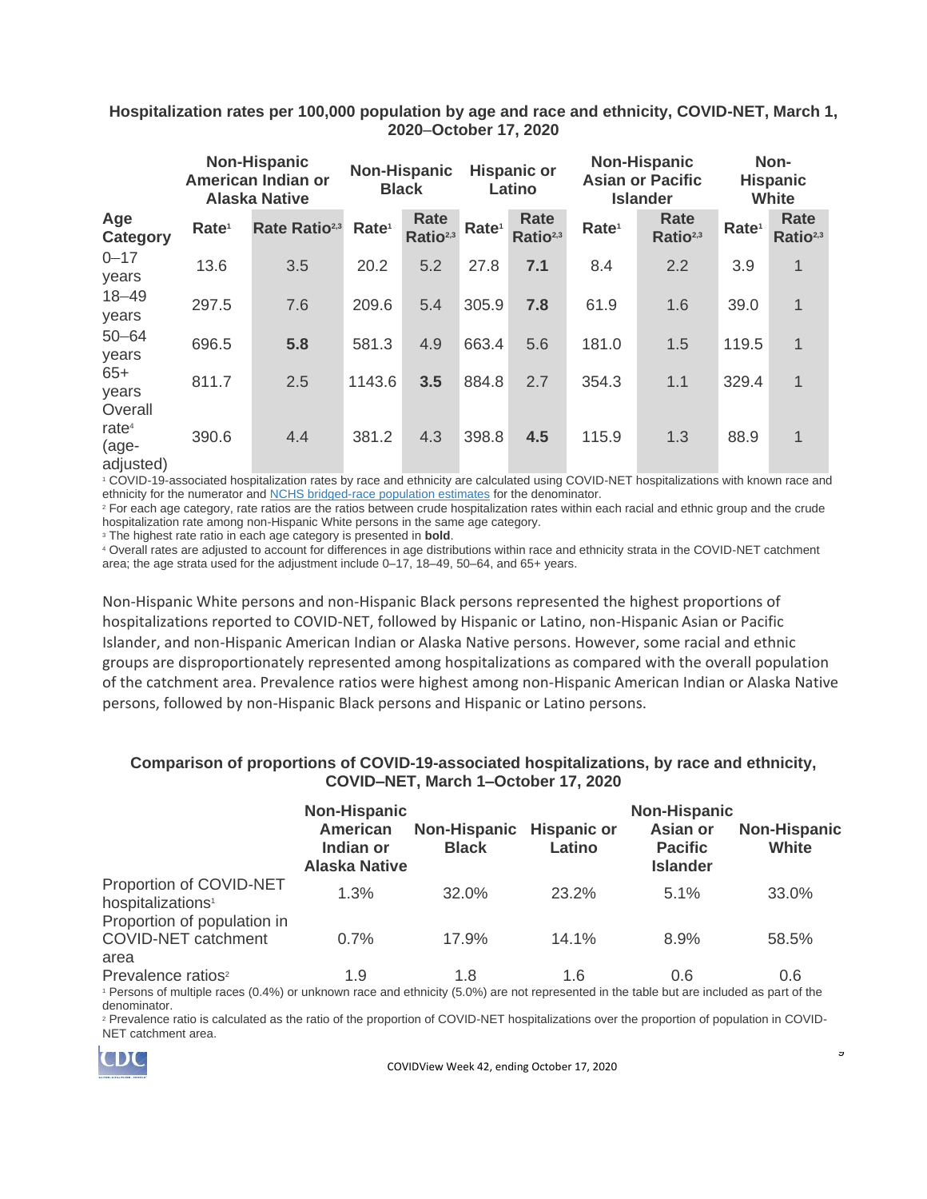**Hospitalization rates per 100,000 population by age and race and ethnicity, COVID-NET, March 1, 2020–October 17, 2020**

| | Non-Hispanic American Indian or Alaska Native | | Non-Hispanic Black | | Hispanic or Latino | | Non-Hispanic Asian or Pacific Islander | | Non-Hispanic White | |
|---|---|---|---|---|---|---|---|---|---|---|
| Age Category | Rate[1] | Rate Ratio[2,3] | Rate[1] | Rate Ratio[2,3] | Rate[1] | Rate Ratio[2,3] | Rate[1] | Rate Ratio[2,3] | Rate[1] | Rate Ratio[2,3] |
| 0–17 years | 13.6 | 3.5 | 20.2 | 5.2 | 27.8 | **7.1** | 8.4 | 2.2 | 3.9 | 1 |
| 18–49 years | 297.5 | 7.6 | 209.6 | 5.4 | 305.9 | **7.8** | 61.9 | 1.6 | 39.0 | 1 |
| 50–64 years | 696.5 | **5.8** | 581.3 | 4.9 | 663.4 | 5.6 | 181.0 | 1.5 | 119.5 | 1 |
| 65+ years | 811.7 | 2.5 | 1143.6 | **3.5** | 884.8 | 2.7 | 354.3 | 1.1 | 329.4 | 1 |
| Overall rate[4] (age-adjusted) | 390.6 | 4.4 | 381.2 | 4.3 | 398.8 | **4.5** | 115.9 | 1.3 | 88.9 | 1 |

[1] COVID-19-associated hospitalization rates by race and ethnicity are calculated using COVID-NET hospitalizations with known race and ethnicity for the numerator and NCHS bridged-race population estimates for the denominator.
[2] For each age category, rate ratios are the ratios between crude hospitalization rates within each racial and ethnic group and the crude hospitalization rate among non-Hispanic White persons in the same age category.
[3] The highest rate ratio in each age category is presented in **bold**.
[4] Overall rates are adjusted to account for differences in age distributions within race and ethnicity strata in the COVID-NET catchment area; the age strata used for the adjustment include 0–17, 18–49, 50–64, and 65+ years.

Non-Hispanic White persons and non-Hispanic Black persons represented the highest proportions of hospitalizations reported to COVID-NET, followed by Hispanic or Latino, non-Hispanic Asian or Pacific Islander, and non-Hispanic American Indian or Alaska Native persons. However, some racial and ethnic groups are disproportionately represented among hospitalizations as compared with the overall population of the catchment area. Prevalence ratios were highest among non-Hispanic American Indian or Alaska Native persons, followed by non-Hispanic Black persons and Hispanic or Latino persons.

**Comparison of proportions of COVID-19-associated hospitalizations, by race and ethnicity, COVID–NET, March 1–October 17, 2020**

| | Non-Hispanic American Indian or Alaska Native | Non-Hispanic Black | Hispanic or Latino | Non-Hispanic Asian or Pacific Islander | Non-Hispanic White |
|---|---|---|---|---|---|
| Proportion of COVID-NET hospitalizations[1] | 1.3% | 32.0% | 23.2% | 5.1% | 33.0% |
| Proportion of population in COVID-NET catchment area | 0.7% | 17.9% | 14.1% | 8.9% | 58.5% |
| Prevalence ratios[2] | 1.9 | 1.8 | 1.6 | 0.6 | 0.6 |

[1] Persons of multiple races (0.4%) or unknown race and ethnicity (5.0%) are not represented in the table but are included as part of the denominator.
[2] Prevalence ratio is calculated as the ratio of the proportion of COVID-NET hospitalizations over the proportion of population in COVID-NET catchment area.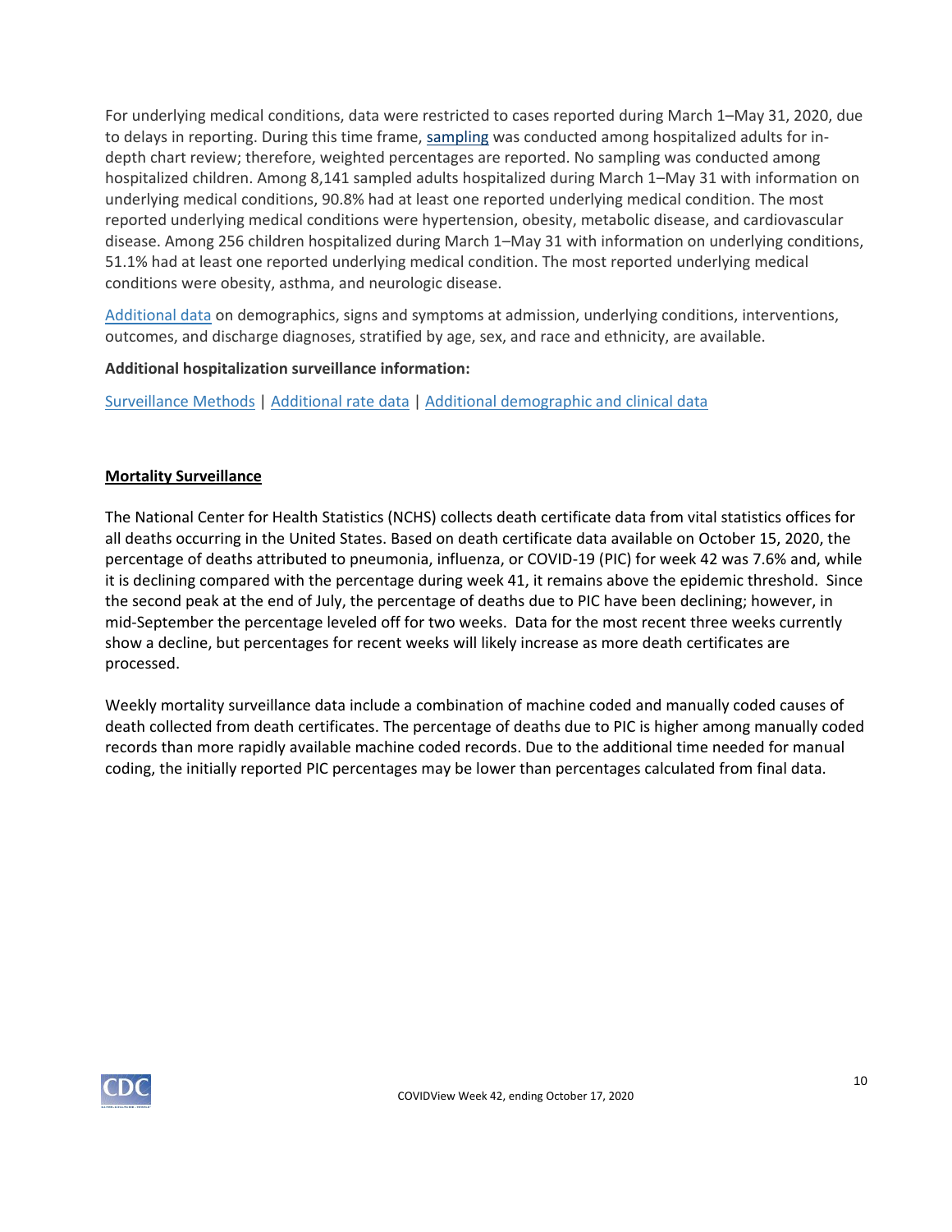For underlying medical conditions, data were restricted to cases reported during March 1–May 31, 2020, due to delays in reporting. During this time frame, sampling was conducted among hospitalized adults for in-depth chart review; therefore, weighted percentages are reported. No sampling was conducted among hospitalized children. Among 8,141 sampled adults hospitalized during March 1–May 31 with information on underlying medical conditions, 90.8% had at least one reported underlying medical condition. The most reported underlying medical conditions were hypertension, obesity, metabolic disease, and cardiovascular disease. Among 256 children hospitalized during March 1–May 31 with information on underlying conditions, 51.1% had at least one reported underlying medical condition. The most reported underlying medical conditions were obesity, asthma, and neurologic disease.

Additional data on demographics, signs and symptoms at admission, underlying conditions, interventions, outcomes, and discharge diagnoses, stratified by age, sex, and race and ethnicity, are available.

**Additional hospitalization surveillance information:**

Surveillance Methods | Additional rate data | Additional demographic and clinical data

## Mortality Surveillance

The National Center for Health Statistics (NCHS) collects death certificate data from vital statistics offices for all deaths occurring in the United States. Based on death certificate data available on October 15, 2020, the percentage of deaths attributed to pneumonia, influenza, or COVID-19 (PIC) for week 42 was 7.6% and, while it is declining compared with the percentage during week 41, it remains above the epidemic threshold. Since the second peak at the end of July, the percentage of deaths due to PIC have been declining; however, in mid-September the percentage leveled off for two weeks. Data for the most recent three weeks currently show a decline, but percentages for recent weeks will likely increase as more death certificates are processed.

Weekly mortality surveillance data include a combination of machine coded and manually coded causes of death collected from death certificates. The percentage of deaths due to PIC is higher among manually coded records than more rapidly available machine coded records. Due to the additional time needed for manual coding, the initially reported PIC percentages may be lower than percentages calculated from final data.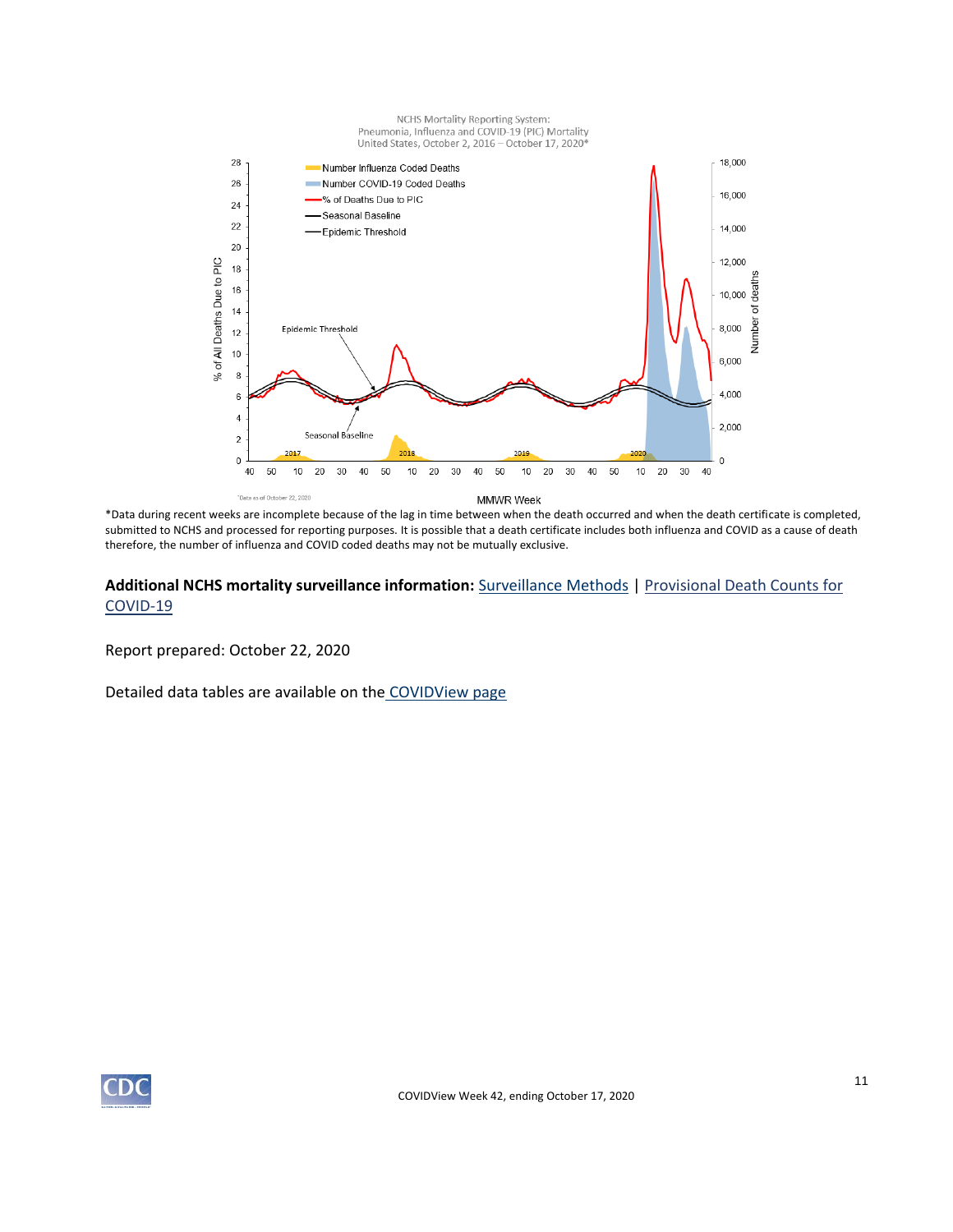NCHS Mortality Reporting System:
Pneumonia, Influenza and COVID-19 (PIC) Mortality
United States, October 2, 2016 – October 17, 2020*

Number Influenza Coded Deaths
Number COVID-19 Coded Deaths
% of Deaths Due to PIC
Seasonal Baseline
Epidemic Threshold

% of All Deaths Due to PIC

28
26
24
22
20
18
16
14
12
10
8
6
4
2
0

Number of deaths

18,000
16,000
14,000
12,000
10,000
8,000
6,000
4,000
2,000
0

Epidemic Threshold

Seasonal Baseline

2017
2018
2019
2020

40 50 10 20 30 40 50 10 20 30 40 50 10 20 30 40 50 10 20 30 40

*Data as of October 22, 2020

MMWR Week

*Data during recent weeks are incomplete because of the lag in time between when the death occurred and when the death certificate is completed, submitted to NCHS and processed for reporting purposes. It is possible that a death certificate includes both influenza and COVID as a cause of death therefore, the number of influenza and COVID coded deaths may not be mutually exclusive.

**Additional NCHS mortality surveillance information:** Surveillance Methods | Provisional Death Counts for COVID-19

Report prepared: October 22, 2020

Detailed data tables are available on the COVIDView page